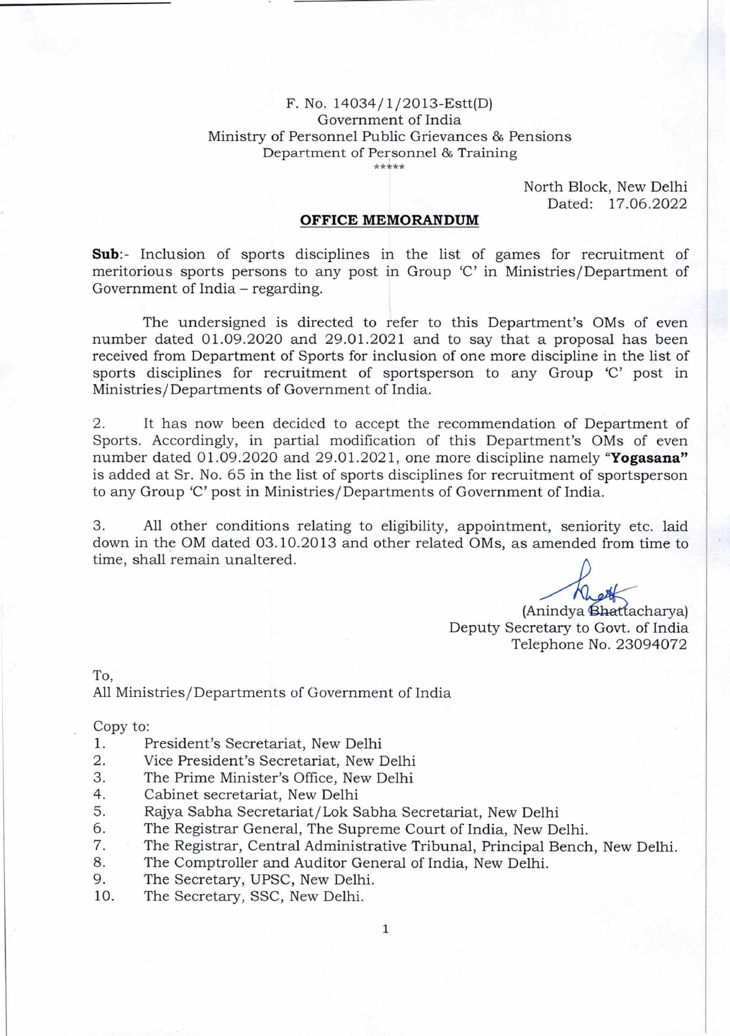F. No. 14034/1/2013-Estt(D)
Government of India
Ministry of Personnel Public Grievances & Pensions
Department of Personnel & Training
\*\*\*\*\*

North Block, New Delhi
Dated: 17.06.2022

## OFFICE MEMORANDUM

**Sub**:- Inclusion of sports disciplines in the list of games for recruitment of meritorious sports persons to any post in Group 'C' in Ministries/Department of Government of India – regarding.

The undersigned is directed to refer to this Department's OMs of even number dated 01.09.2020 and 29.01.2021 and to say that a proposal has been received from Department of Sports for inclusion of one more discipline in the list of sports disciplines for recruitment of sportsperson to any Group 'C' post in Ministries/Departments of Government of India.

2. It has now been decided to accept the recommendation of Department of Sports. Accordingly, in partial modification of this Department's OMs of even number dated 01.09.2020 and 29.01.2021, one more discipline namely **"Yogasana"** is added at Sr. No. 65 in the list of sports disciplines for recruitment of sportsperson to any Group 'C' post in Ministries/Departments of Government of India.

3. All other conditions relating to eligibility, appointment, seniority etc. laid down in the OM dated 03.10.2013 and other related OMs, as amended from time to time, shall remain unaltered.

(Anindya Bhattacharya)
Deputy Secretary to Govt. of India
Telephone No. 23094072

To,
All Ministries/Departments of Government of India

Copy to:
1. President's Secretariat, New Delhi
2. Vice President's Secretariat, New Delhi
3. The Prime Minister's Office, New Delhi
4. Cabinet secretariat, New Delhi
5. Rajya Sabha Secretariat/Lok Sabha Secretariat, New Delhi
6. The Registrar General, The Supreme Court of India, New Delhi.
7. The Registrar, Central Administrative Tribunal, Principal Bench, New Delhi.
8. The Comptroller and Auditor General of India, New Delhi.
9. The Secretary, UPSC, New Delhi.
10. The Secretary, SSC, New Delhi.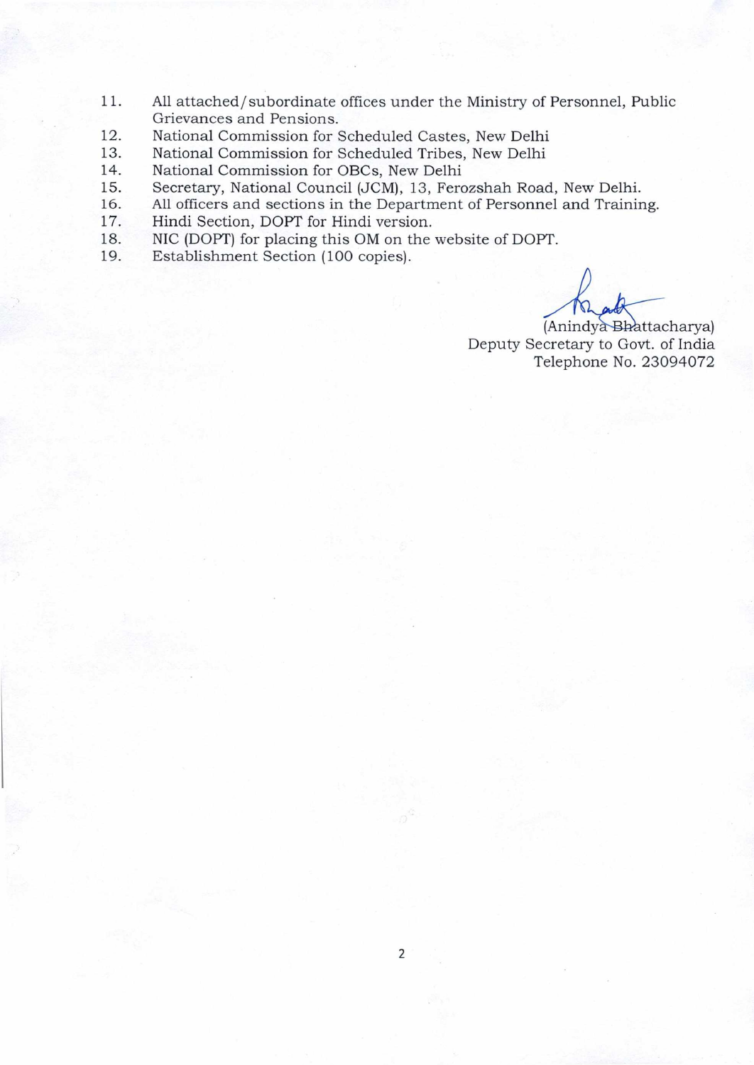11. All attached/subordinate offices under the Ministry of Personnel, Public Grievances and Pensions.
12. National Commission for Scheduled Castes, New Delhi
13. National Commission for Scheduled Tribes, New Delhi
14. National Commission for OBCs, New Delhi
15. Secretary, National Council (JCM), 13, Ferozshah Road, New Delhi.
16. All officers and sections in the Department of Personnel and Training.
17. Hindi Section, DOPT for Hindi version.
18. NIC (DOPT) for placing this OM on the website of DOPT.
19. Establishment Section (100 copies).

(Anindya Bhattacharya)
Deputy Secretary to Govt. of India
Telephone No. 23094072